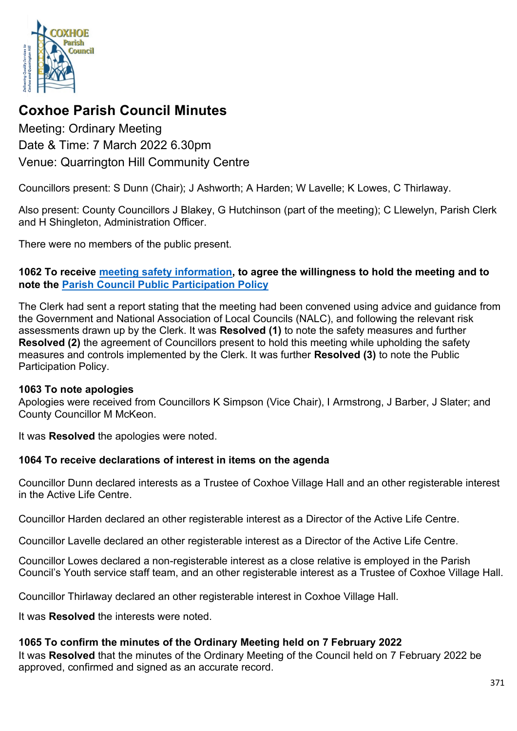# Coxhoe Parish Council Minutes

Meeting: Ordinary Meeting

Date & Time: 7 March 2022 6.30pm

Venue: Quarrington Hill Community Centre

Councillors present: S Dunn (Chair); J Ashworth; A Harden; W Lavelle; K Lowes, C Thirlaway.

Also present: County Councillors J Blakey, G Hutchinson (part of the meeting); C Llewelyn, Parish Clerk and H Shingleton, Administration Officer.

There were no members of the public present.

### 1062 To receive meeting safety information, to agree the willingness to hold the meeting and to note the Parish Council Public Participation Policy

The Clerk had sent a report stating that the meeting had been convened using advice and guidance from the Government and National Association of Local Councils (NALC), and following the relevant risk assessments drawn up by the Clerk. It was **Resolved (1)** to note the safety measures and further **Resolved (2)** the agreement of Councillors present to hold this meeting while upholding the safety measures and controls implemented by the Clerk. It was further **Resolved (3)** to note the Public Participation Policy.

### 1063 To note apologies

Apologies were received from Councillors K Simpson (Vice Chair), I Armstrong, J Barber, J Slater; and County Councillor M McKeon.

It was **Resolved** the apologies were noted.

### 1064 To receive declarations of interest in items on the agenda

Councillor Dunn declared interests as a Trustee of Coxhoe Village Hall and an other registerable interest in the Active Life Centre.

Councillor Harden declared an other registerable interest as a Director of the Active Life Centre.

Councillor Lavelle declared an other registerable interest as a Director of the Active Life Centre.

Councillor Lowes declared a non-registerable interest as a close relative is employed in the Parish Council's Youth service staff team, and an other registerable interest as a Trustee of Coxhoe Village Hall.

Councillor Thirlaway declared an other registerable interest in Coxhoe Village Hall.

It was **Resolved** the interests were noted.

### 1065 To confirm the minutes of the Ordinary Meeting held on 7 February 2022

It was **Resolved** that the minutes of the Ordinary Meeting of the Council held on 7 February 2022 be approved, confirmed and signed as an accurate record.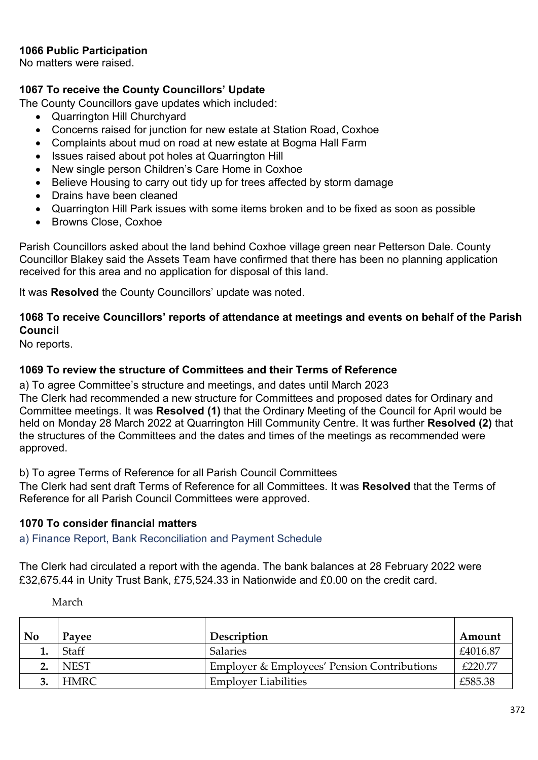**1066 Public Participation**
No matters were raised.

**1067 To receive the County Councillors' Update**
The County Councillors gave updates which included:

- Quarrington Hill Churchyard
- Concerns raised for junction for new estate at Station Road, Coxhoe
- Complaints about mud on road at new estate at Bogma Hall Farm
- Issues raised about pot holes at Quarrington Hill
- New single person Children's Care Home in Coxhoe
- Believe Housing to carry out tidy up for trees affected by storm damage
- Drains have been cleaned
- Quarrington Hill Park issues with some items broken and to be fixed as soon as possible
- Browns Close, Coxhoe

Parish Councillors asked about the land behind Coxhoe village green near Petterson Dale. County Councillor Blakey said the Assets Team have confirmed that there has been no planning application received for this area and no application for disposal of this land.

It was **Resolved** the County Councillors' update was noted.

**1068 To receive Councillors' reports of attendance at meetings and events on behalf of the Parish Council**
No reports.

**1069 To review the structure of Committees and their Terms of Reference**

a) To agree Committee's structure and meetings, and dates until March 2023
The Clerk had recommended a new structure for Committees and proposed dates for Ordinary and Committee meetings. It was **Resolved (1)** that the Ordinary Meeting of the Council for April would be held on Monday 28 March 2022 at Quarrington Hill Community Centre. It was further **Resolved (2)** that the structures of the Committees and the dates and times of the meetings as recommended were approved.

b) To agree Terms of Reference for all Parish Council Committees
The Clerk had sent draft Terms of Reference for all Committees. It was **Resolved** that the Terms of Reference for all Parish Council Committees were approved.

**1070 To consider financial matters**

a) Finance Report, Bank Reconciliation and Payment Schedule

The Clerk had circulated a report with the agenda. The bank balances at 28 February 2022 were £32,675.44 in Unity Trust Bank, £75,524.33 in Nationwide and £0.00 on the credit card.

March

| No | Payee | Description | Amount |
|---|---|---|---|
| 1. | Staff | Salaries | £4016.87 |
| 2. | NEST | Employer & Employees' Pension Contributions | £220.77 |
| 3. | HMRC | Employer Liabilities | £585.38 |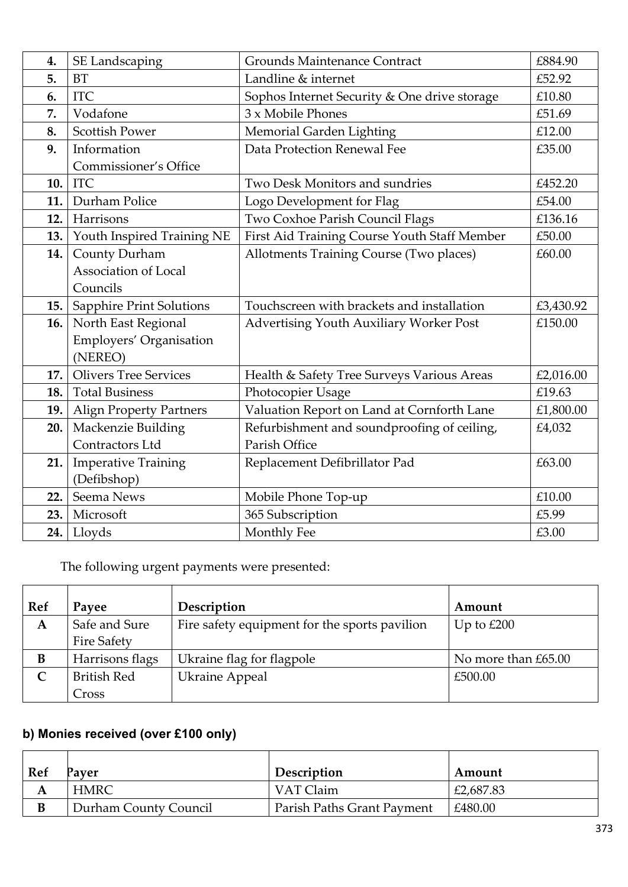| 4. | SE Landscaping | Grounds Maintenance Contract | £884.90 |
|---|---|---|---|
| 5. | BT | Landline & internet | £52.92 |
| 6. | ITC | Sophos Internet Security & One drive storage | £10.80 |
| 7. | Vodafone | 3 x Mobile Phones | £51.69 |
| 8. | Scottish Power | Memorial Garden Lighting | £12.00 |
| 9. | Information Commissioner's Office | Data Protection Renewal Fee | £35.00 |
| 10. | ITC | Two Desk Monitors and sundries | £452.20 |
| 11. | Durham Police | Logo Development for Flag | £54.00 |
| 12. | Harrisons | Two Coxhoe Parish Council Flags | £136.16 |
| 13. | Youth Inspired Training NE | First Aid Training Course Youth Staff Member | £50.00 |
| 14. | County Durham Association of Local Councils | Allotments Training Course (Two places) | £60.00 |
| 15. | Sapphire Print Solutions | Touchscreen with brackets and installation | £3,430.92 |
| 16. | North East Regional Employers' Organisation (NEREO) | Advertising Youth Auxiliary Worker Post | £150.00 |
| 17. | Olivers Tree Services | Health & Safety Tree Surveys Various Areas | £2,016.00 |
| 18. | Total Business | Photocopier Usage | £19.63 |
| 19. | Align Property Partners | Valuation Report on Land at Cornforth Lane | £1,800.00 |
| 20. | Mackenzie Building Contractors Ltd | Refurbishment and soundproofing of ceiling, Parish Office | £4,032 |
| 21. | Imperative Training (Defibshop) | Replacement Defibrillator Pad | £63.00 |
| 22. | Seema News | Mobile Phone Top-up | £10.00 |
| 23. | Microsoft | 365 Subscription | £5.99 |
| 24. | Lloyds | Monthly Fee | £3.00 |

The following urgent payments were presented:

| Ref | Payee | Description | Amount |
|---|---|---|---|
| A | Safe and Sure Fire Safety | Fire safety equipment for the sports pavilion | Up to £200 |
| B | Harrisons flags | Ukraine flag for flagpole | No more than £65.00 |
| C | British Red Cross | Ukraine Appeal | £500.00 |

**b) Monies received (over £100 only)**

| Ref | Payer | Description | Amount |
|---|---|---|---|
| A | HMRC | VAT Claim | £2,687.83 |
| B | Durham County Council | Parish Paths Grant Payment | £480.00 |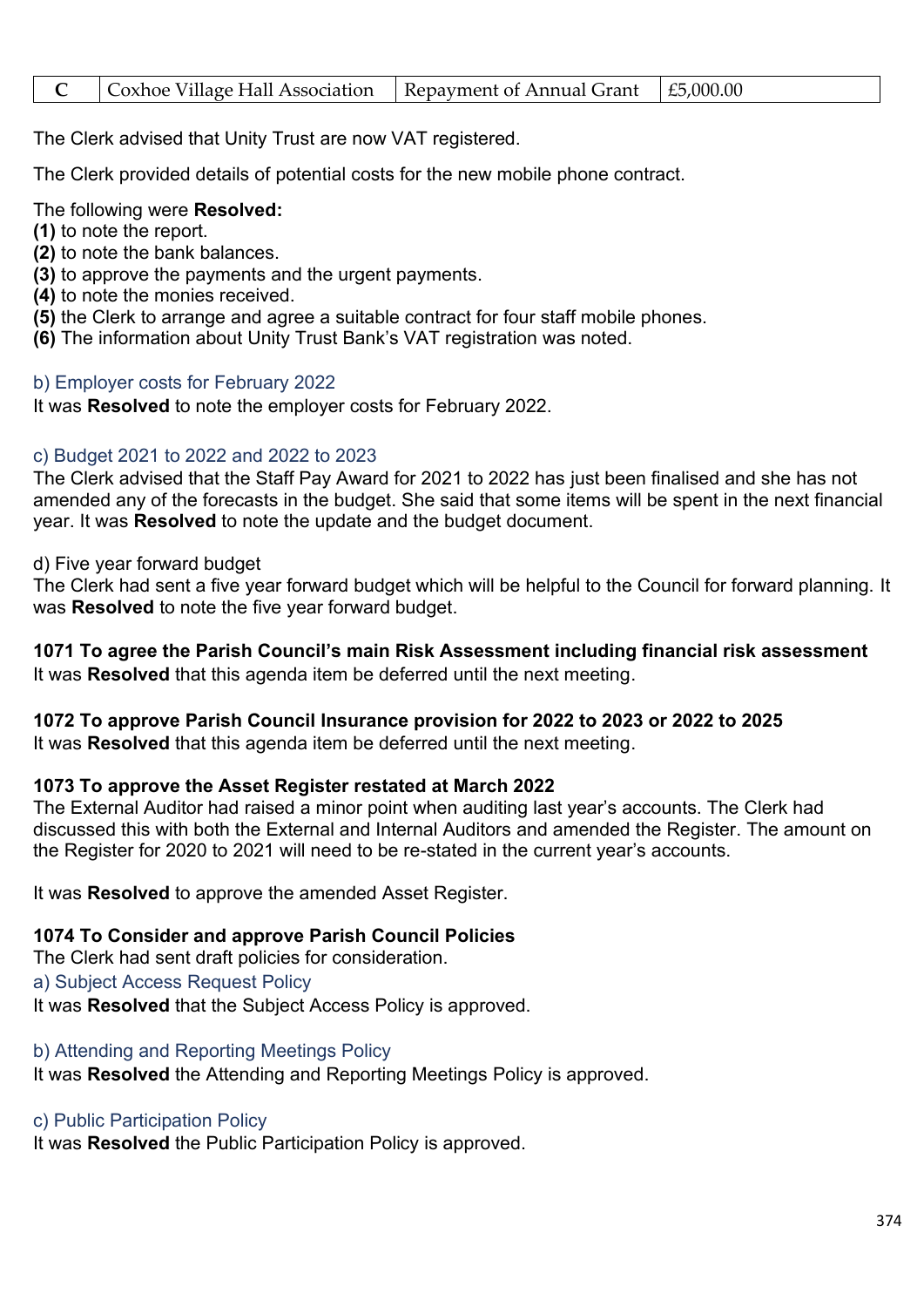| C | Coxhoe Village Hall Association | Repayment of Annual Grant | £5,000.00 |
|---|---|---|---|

The Clerk advised that Unity Trust are now VAT registered.

The Clerk provided details of potential costs for the new mobile phone contract.

The following were **Resolved:**
**(1)** to note the report.
**(2)** to note the bank balances.
**(3)** to approve the payments and the urgent payments.
**(4)** to note the monies received.
**(5)** the Clerk to arrange and agree a suitable contract for four staff mobile phones.
**(6)** The information about Unity Trust Bank's VAT registration was noted.

### b) Employer costs for February 2022

It was **Resolved** to note the employer costs for February 2022.

### c) Budget 2021 to 2022 and 2022 to 2023

The Clerk advised that the Staff Pay Award for 2021 to 2022 has just been finalised and she has not amended any of the forecasts in the budget. She said that some items will be spent in the next financial year. It was **Resolved** to note the update and the budget document.

### d) Five year forward budget

The Clerk had sent a five year forward budget which will be helpful to the Council for forward planning. It was **Resolved** to note the five year forward budget.

## 1071 To agree the Parish Council's main Risk Assessment including financial risk assessment

It was **Resolved** that this agenda item be deferred until the next meeting.

## 1072 To approve Parish Council Insurance provision for 2022 to 2023 or 2022 to 2025

It was **Resolved** that this agenda item be deferred until the next meeting.

## 1073 To approve the Asset Register restated at March 2022

The External Auditor had raised a minor point when auditing last year's accounts. The Clerk had discussed this with both the External and Internal Auditors and amended the Register. The amount on the Register for 2020 to 2021 will need to be re-stated in the current year's accounts.

It was **Resolved** to approve the amended Asset Register.

## 1074 To Consider and approve Parish Council Policies

The Clerk had sent draft policies for consideration.

### a) Subject Access Request Policy

It was **Resolved** that the Subject Access Policy is approved.

### b) Attending and Reporting Meetings Policy

It was **Resolved** the Attending and Reporting Meetings Policy is approved.

### c) Public Participation Policy

It was **Resolved** the Public Participation Policy is approved.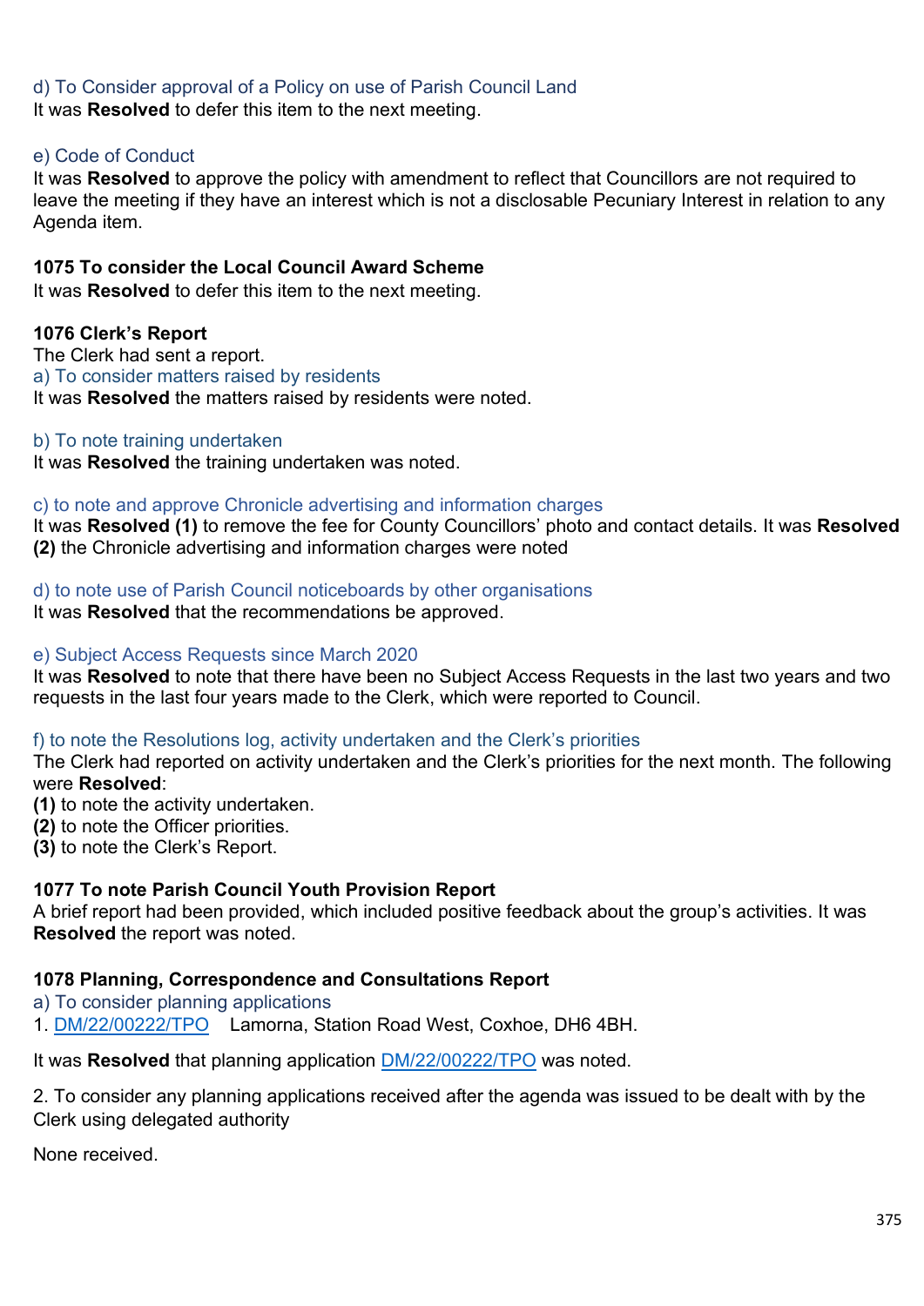d) To Consider approval of a Policy on use of Parish Council Land

It was **Resolved** to defer this item to the next meeting.

e) Code of Conduct

It was **Resolved** to approve the policy with amendment to reflect that Councillors are not required to leave the meeting if they have an interest which is not a disclosable Pecuniary Interest in relation to any Agenda item.

**1075 To consider the Local Council Award Scheme**

It was **Resolved** to defer this item to the next meeting.

**1076 Clerk's Report**

The Clerk had sent a report.

a) To consider matters raised by residents

It was **Resolved** the matters raised by residents were noted.

b) To note training undertaken

It was **Resolved** the training undertaken was noted.

c) to note and approve Chronicle advertising and information charges

It was **Resolved (1)** to remove the fee for County Councillors' photo and contact details. It was **Resolved (2)** the Chronicle advertising and information charges were noted

d) to note use of Parish Council noticeboards by other organisations

It was **Resolved** that the recommendations be approved.

e) Subject Access Requests since March 2020

It was **Resolved** to note that there have been no Subject Access Requests in the last two years and two requests in the last four years made to the Clerk, which were reported to Council.

f) to note the Resolutions log, activity undertaken and the Clerk's priorities

The Clerk had reported on activity undertaken and the Clerk's priorities for the next month. The following were **Resolved**:

**(1)** to note the activity undertaken.

**(2)** to note the Officer priorities.

**(3)** to note the Clerk's Report.

**1077 To note Parish Council Youth Provision Report**

A brief report had been provided, which included positive feedback about the group's activities. It was **Resolved** the report was noted.

**1078 Planning, Correspondence and Consultations Report**

a) To consider planning applications

1. DM/22/00222/TPO Lamorna, Station Road West, Coxhoe, DH6 4BH.

It was **Resolved** that planning application DM/22/00222/TPO was noted.

2. To consider any planning applications received after the agenda was issued to be dealt with by the Clerk using delegated authority

None received.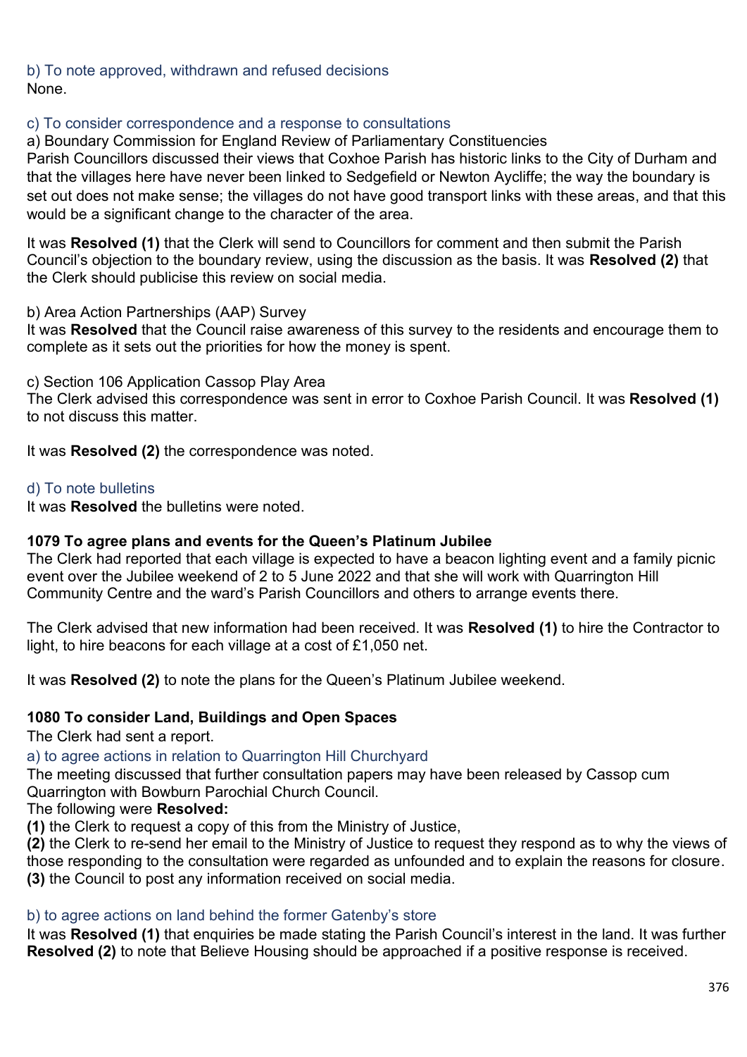### b) To note approved, withdrawn and refused decisions

None.

### c) To consider correspondence and a response to consultations

a) Boundary Commission for England Review of Parliamentary Constituencies

Parish Councillors discussed their views that Coxhoe Parish has historic links to the City of Durham and that the villages here have never been linked to Sedgefield or Newton Aycliffe; the way the boundary is set out does not make sense; the villages do not have good transport links with these areas, and that this would be a significant change to the character of the area.

It was **Resolved (1)** that the Clerk will send to Councillors for comment and then submit the Parish Council's objection to the boundary review, using the discussion as the basis. It was **Resolved (2)** that the Clerk should publicise this review on social media.

b) Area Action Partnerships (AAP) Survey

It was **Resolved** that the Council raise awareness of this survey to the residents and encourage them to complete as it sets out the priorities for how the money is spent.

c) Section 106 Application Cassop Play Area

The Clerk advised this correspondence was sent in error to Coxhoe Parish Council. It was **Resolved (1)** to not discuss this matter.

It was **Resolved (2)** the correspondence was noted.

### d) To note bulletins

It was **Resolved** the bulletins were noted.

## 1079 To agree plans and events for the Queen's Platinum Jubilee

The Clerk had reported that each village is expected to have a beacon lighting event and a family picnic event over the Jubilee weekend of 2 to 5 June 2022 and that she will work with Quarrington Hill Community Centre and the ward's Parish Councillors and others to arrange events there.

The Clerk advised that new information had been received. It was **Resolved (1)** to hire the Contractor to light, to hire beacons for each village at a cost of £1,050 net.

It was **Resolved (2)** to note the plans for the Queen's Platinum Jubilee weekend.

## 1080 To consider Land, Buildings and Open Spaces

The Clerk had sent a report.

### a) to agree actions in relation to Quarrington Hill Churchyard

The meeting discussed that further consultation papers may have been released by Cassop cum Quarrington with Bowburn Parochial Church Council.

The following were **Resolved:**

**(1)** the Clerk to request a copy of this from the Ministry of Justice,

**(2)** the Clerk to re-send her email to the Ministry of Justice to request they respond as to why the views of those responding to the consultation were regarded as unfounded and to explain the reasons for closure.

**(3)** the Council to post any information received on social media.

### b) to agree actions on land behind the former Gatenby's store

It was **Resolved (1)** that enquiries be made stating the Parish Council's interest in the land. It was further **Resolved (2)** to note that Believe Housing should be approached if a positive response is received.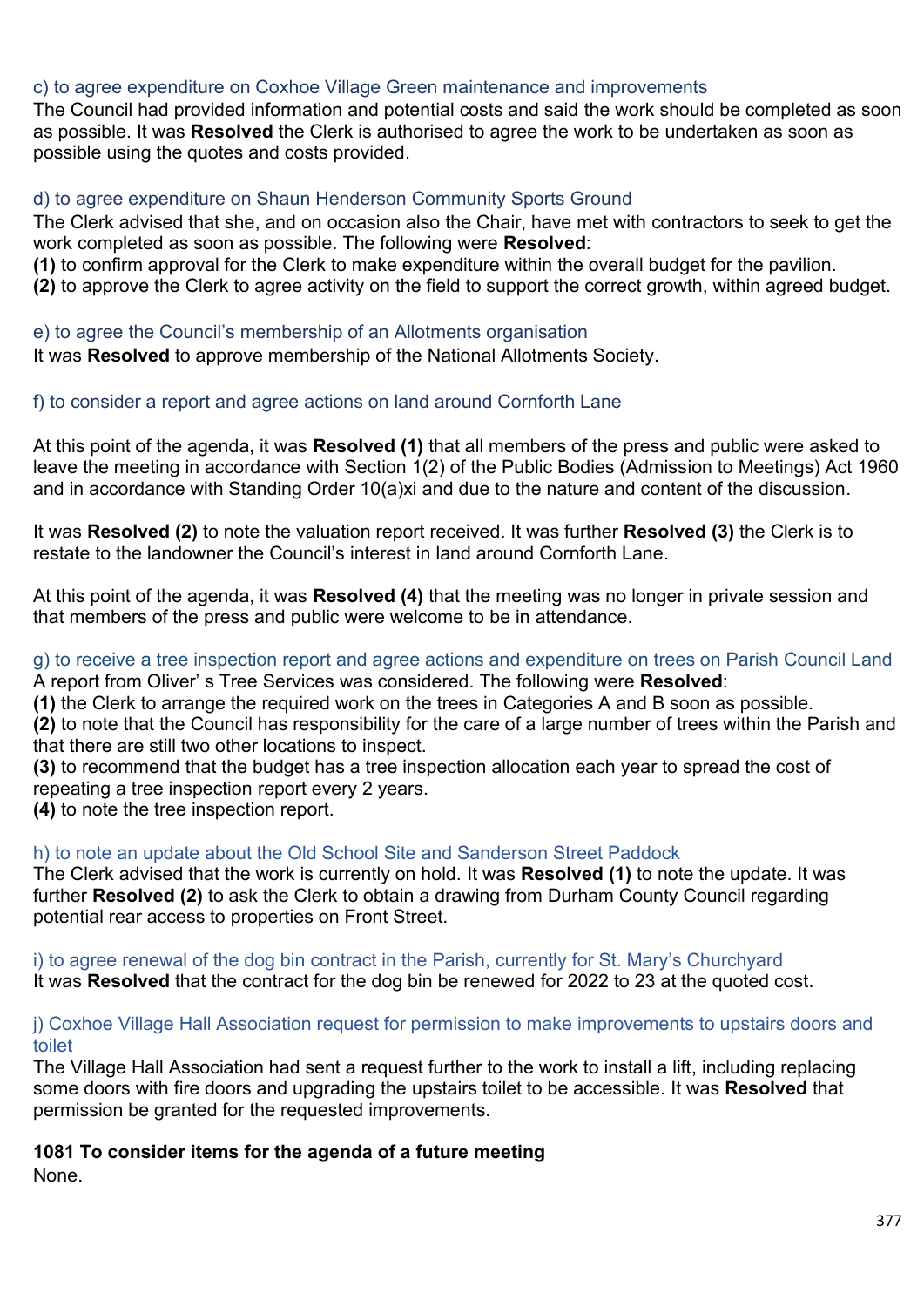c) to agree expenditure on Coxhoe Village Green maintenance and improvements

The Council had provided information and potential costs and said the work should be completed as soon as possible. It was **Resolved** the Clerk is authorised to agree the work to be undertaken as soon as possible using the quotes and costs provided.

d) to agree expenditure on Shaun Henderson Community Sports Ground

The Clerk advised that she, and on occasion also the Chair, have met with contractors to seek to get the work completed as soon as possible. The following were **Resolved**:

**(1)** to confirm approval for the Clerk to make expenditure within the overall budget for the pavilion.

**(2)** to approve the Clerk to agree activity on the field to support the correct growth, within agreed budget.

e) to agree the Council's membership of an Allotments organisation

It was **Resolved** to approve membership of the National Allotments Society.

f) to consider a report and agree actions on land around Cornforth Lane

At this point of the agenda, it was **Resolved (1)** that all members of the press and public were asked to leave the meeting in accordance with Section 1(2) of the Public Bodies (Admission to Meetings) Act 1960 and in accordance with Standing Order 10(a)xi and due to the nature and content of the discussion.

It was **Resolved (2)** to note the valuation report received. It was further **Resolved (3)** the Clerk is to restate to the landowner the Council's interest in land around Cornforth Lane.

At this point of the agenda, it was **Resolved (4)** that the meeting was no longer in private session and that members of the press and public were welcome to be in attendance.

g) to receive a tree inspection report and agree actions and expenditure on trees on Parish Council Land

A report from Oliver' s Tree Services was considered. The following were **Resolved**:

**(1)** the Clerk to arrange the required work on the trees in Categories A and B soon as possible.

**(2)** to note that the Council has responsibility for the care of a large number of trees within the Parish and that there are still two other locations to inspect.

**(3)** to recommend that the budget has a tree inspection allocation each year to spread the cost of repeating a tree inspection report every 2 years.

**(4)** to note the tree inspection report.

h) to note an update about the Old School Site and Sanderson Street Paddock

The Clerk advised that the work is currently on hold. It was **Resolved (1)** to note the update. It was further **Resolved (2)** to ask the Clerk to obtain a drawing from Durham County Council regarding potential rear access to properties on Front Street.

i) to agree renewal of the dog bin contract in the Parish, currently for St. Mary's Churchyard

It was **Resolved** that the contract for the dog bin be renewed for 2022 to 23 at the quoted cost.

j) Coxhoe Village Hall Association request for permission to make improvements to upstairs doors and toilet

The Village Hall Association had sent a request further to the work to install a lift, including replacing some doors with fire doors and upgrading the upstairs toilet to be accessible. It was **Resolved** that permission be granted for the requested improvements.

**1081 To consider items for the agenda of a future meeting**

None.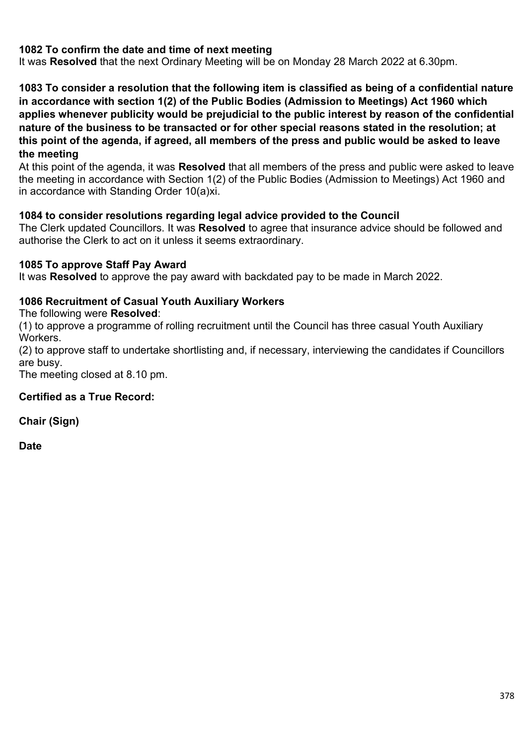**1082 To confirm the date and time of next meeting**

It was **Resolved** that the next Ordinary Meeting will be on Monday 28 March 2022 at 6.30pm.

**1083 To consider a resolution that the following item is classified as being of a confidential nature in accordance with section 1(2) of the Public Bodies (Admission to Meetings) Act 1960 which applies whenever publicity would be prejudicial to the public interest by reason of the confidential nature of the business to be transacted or for other special reasons stated in the resolution; at this point of the agenda, if agreed, all members of the press and public would be asked to leave the meeting**

At this point of the agenda, it was **Resolved** that all members of the press and public were asked to leave the meeting in accordance with Section 1(2) of the Public Bodies (Admission to Meetings) Act 1960 and in accordance with Standing Order 10(a)xi.

**1084 to consider resolutions regarding legal advice provided to the Council**

The Clerk updated Councillors. It was **Resolved** to agree that insurance advice should be followed and authorise the Clerk to act on it unless it seems extraordinary.

**1085 To approve Staff Pay Award**

It was **Resolved** to approve the pay award with backdated pay to be made in March 2022.

**1086 Recruitment of Casual Youth Auxiliary Workers**

The following were **Resolved**:

(1) to approve a programme of rolling recruitment until the Council has three casual Youth Auxiliary Workers.

(2) to approve staff to undertake shortlisting and, if necessary, interviewing the candidates if Councillors are busy.

The meeting closed at 8.10 pm.

**Certified as a True Record:**

**Chair (Sign)**

**Date**